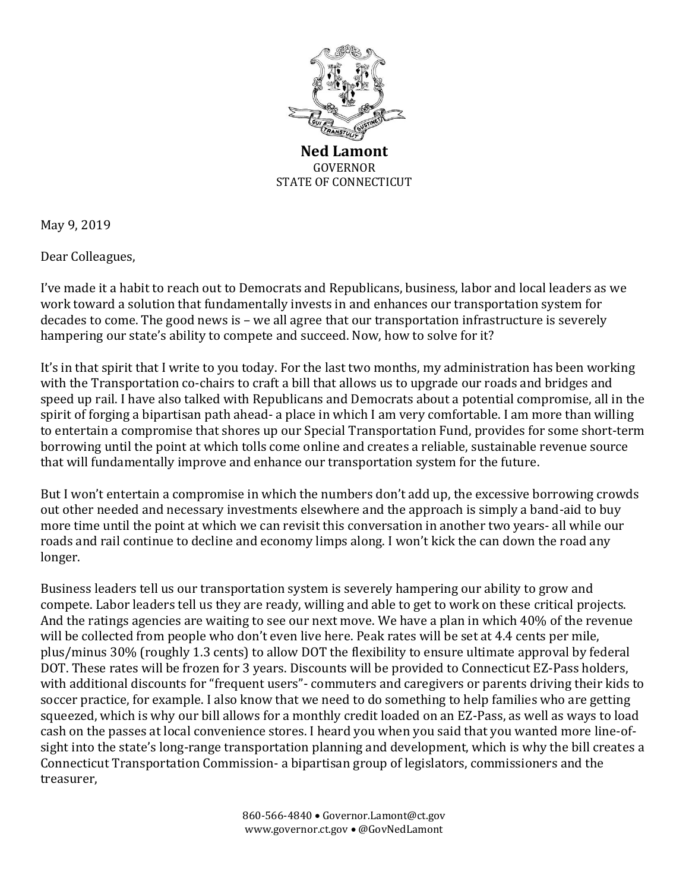**Ned Lamont**
GOVERNOR
STATE OF CONNECTICUT

May 9, 2019

Dear Colleagues,

I've made it a habit to reach out to Democrats and Republicans, business, labor and local leaders as we work toward a solution that fundamentally invests in and enhances our transportation system for decades to come. The good news is – we all agree that our transportation infrastructure is severely hampering our state's ability to compete and succeed. Now, how to solve for it?

It's in that spirit that I write to you today. For the last two months, my administration has been working with the Transportation co-chairs to craft a bill that allows us to upgrade our roads and bridges and speed up rail. I have also talked with Republicans and Democrats about a potential compromise, all in the spirit of forging a bipartisan path ahead- a place in which I am very comfortable. I am more than willing to entertain a compromise that shores up our Special Transportation Fund, provides for some short-term borrowing until the point at which tolls come online and creates a reliable, sustainable revenue source that will fundamentally improve and enhance our transportation system for the future.

But I won't entertain a compromise in which the numbers don't add up, the excessive borrowing crowds out other needed and necessary investments elsewhere and the approach is simply a band-aid to buy more time until the point at which we can revisit this conversation in another two years- all while our roads and rail continue to decline and economy limps along. I won't kick the can down the road any longer.

Business leaders tell us our transportation system is severely hampering our ability to grow and compete. Labor leaders tell us they are ready, willing and able to get to work on these critical projects. And the ratings agencies are waiting to see our next move. We have a plan in which 40% of the revenue will be collected from people who don't even live here. Peak rates will be set at 4.4 cents per mile, plus/minus 30% (roughly 1.3 cents) to allow DOT the flexibility to ensure ultimate approval by federal DOT. These rates will be frozen for 3 years. Discounts will be provided to Connecticut EZ-Pass holders, with additional discounts for "frequent users"- commuters and caregivers or parents driving their kids to soccer practice, for example. I also know that we need to do something to help families who are getting squeezed, which is why our bill allows for a monthly credit loaded on an EZ-Pass, as well as ways to load cash on the passes at local convenience stores. I heard you when you said that you wanted more line-of-sight into the state's long-range transportation planning and development, which is why the bill creates a Connecticut Transportation Commission- a bipartisan group of legislators, commissioners and the treasurer,

860-566-4840 • Governor.Lamont@ct.gov
www.governor.ct.gov • @GovNedLamont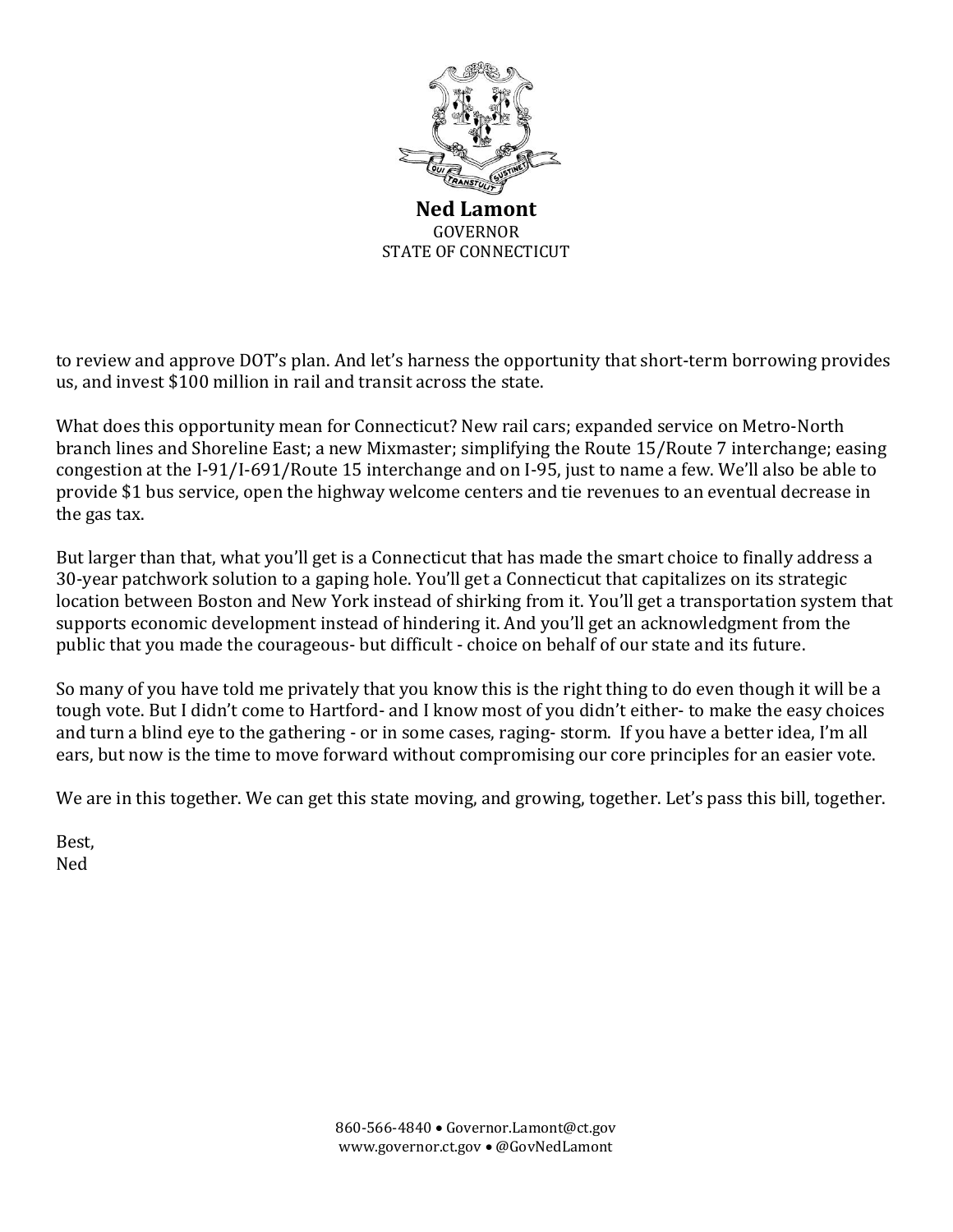**Ned Lamont**
GOVERNOR
STATE OF CONNECTICUT

to review and approve DOT's plan. And let's harness the opportunity that short-term borrowing provides us, and invest $100 million in rail and transit across the state.

What does this opportunity mean for Connecticut? New rail cars; expanded service on Metro-North branch lines and Shoreline East; a new Mixmaster; simplifying the Route 15/Route 7 interchange; easing congestion at the I-91/I-691/Route 15 interchange and on I-95, just to name a few. We'll also be able to provide $1 bus service, open the highway welcome centers and tie revenues to an eventual decrease in the gas tax.

But larger than that, what you'll get is a Connecticut that has made the smart choice to finally address a 30-year patchwork solution to a gaping hole. You'll get a Connecticut that capitalizes on its strategic location between Boston and New York instead of shirking from it. You'll get a transportation system that supports economic development instead of hindering it. And you'll get an acknowledgment from the public that you made the courageous- but difficult - choice on behalf of our state and its future.

So many of you have told me privately that you know this is the right thing to do even though it will be a tough vote. But I didn't come to Hartford- and I know most of you didn't either- to make the easy choices and turn a blind eye to the gathering - or in some cases, raging- storm. If you have a better idea, I'm all ears, but now is the time to move forward without compromising our core principles for an easier vote.

We are in this together. We can get this state moving, and growing, together. Let's pass this bill, together.

Best,
Ned

860-566-4840 • Governor.Lamont@ct.gov
www.governor.ct.gov • @GovNedLamont